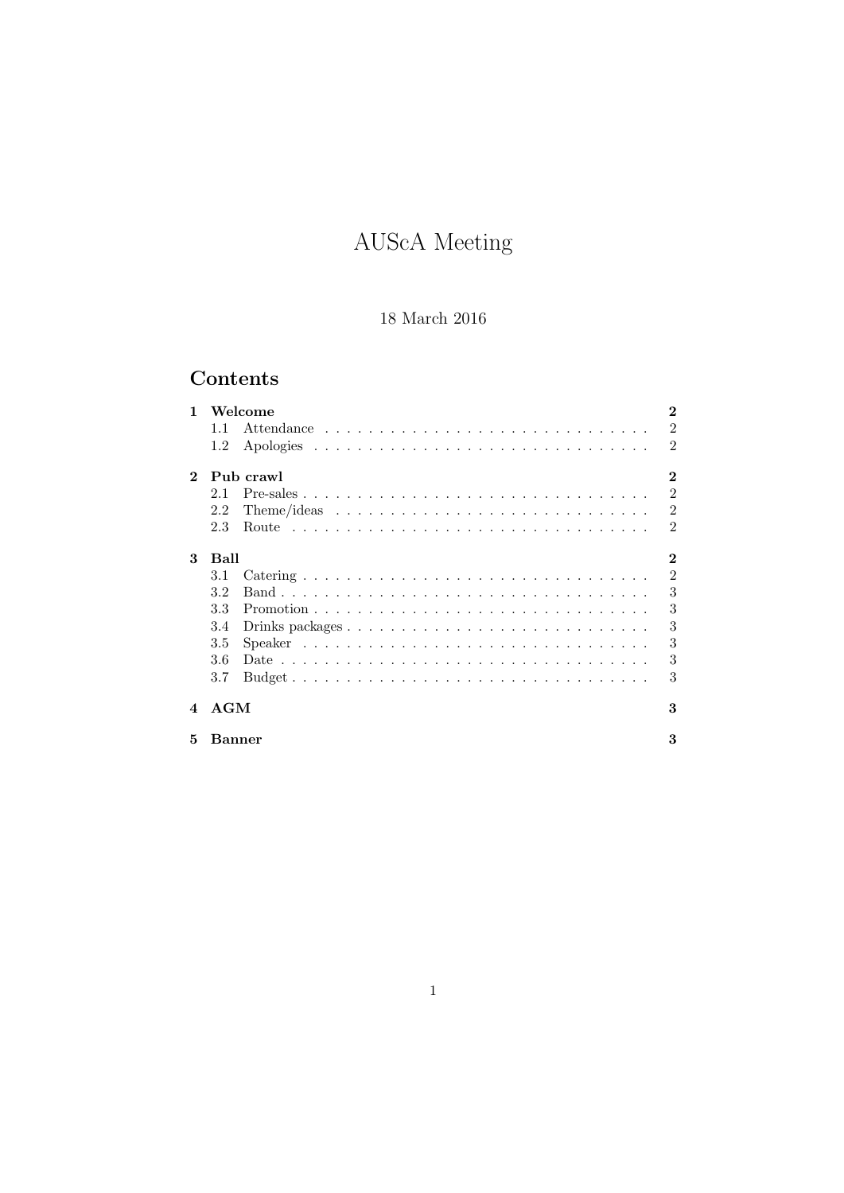# AUScA Meeting

18 March 2016

## Contents

**1 Welcome** **2**

- 1.1 Attendance . . . . . . . . . . . . . . . . . . . . . . . . . . . . . . 2
- 1.2 Apologies . . . . . . . . . . . . . . . . . . . . . . . . . . . . . . . 2

**2 Pub crawl** **2**

- 2.1 Pre-sales . . . . . . . . . . . . . . . . . . . . . . . . . . . . . . . 2
- 2.2 Theme/ideas . . . . . . . . . . . . . . . . . . . . . . . . . . . . . 2
- 2.3 Route . . . . . . . . . . . . . . . . . . . . . . . . . . . . . . . . . 2

**3 Ball** **2**

- 3.1 Catering . . . . . . . . . . . . . . . . . . . . . . . . . . . . . . . 2
- 3.2 Band . . . . . . . . . . . . . . . . . . . . . . . . . . . . . . . . . 3
- 3.3 Promotion . . . . . . . . . . . . . . . . . . . . . . . . . . . . . . 3
- 3.4 Drinks packages . . . . . . . . . . . . . . . . . . . . . . . . . . . 3
- 3.5 Speaker . . . . . . . . . . . . . . . . . . . . . . . . . . . . . . . 3
- 3.6 Date . . . . . . . . . . . . . . . . . . . . . . . . . . . . . . . . . 3
- 3.7 Budget . . . . . . . . . . . . . . . . . . . . . . . . . . . . . . . . 3

**4 AGM** **3**

**5 Banner** **3**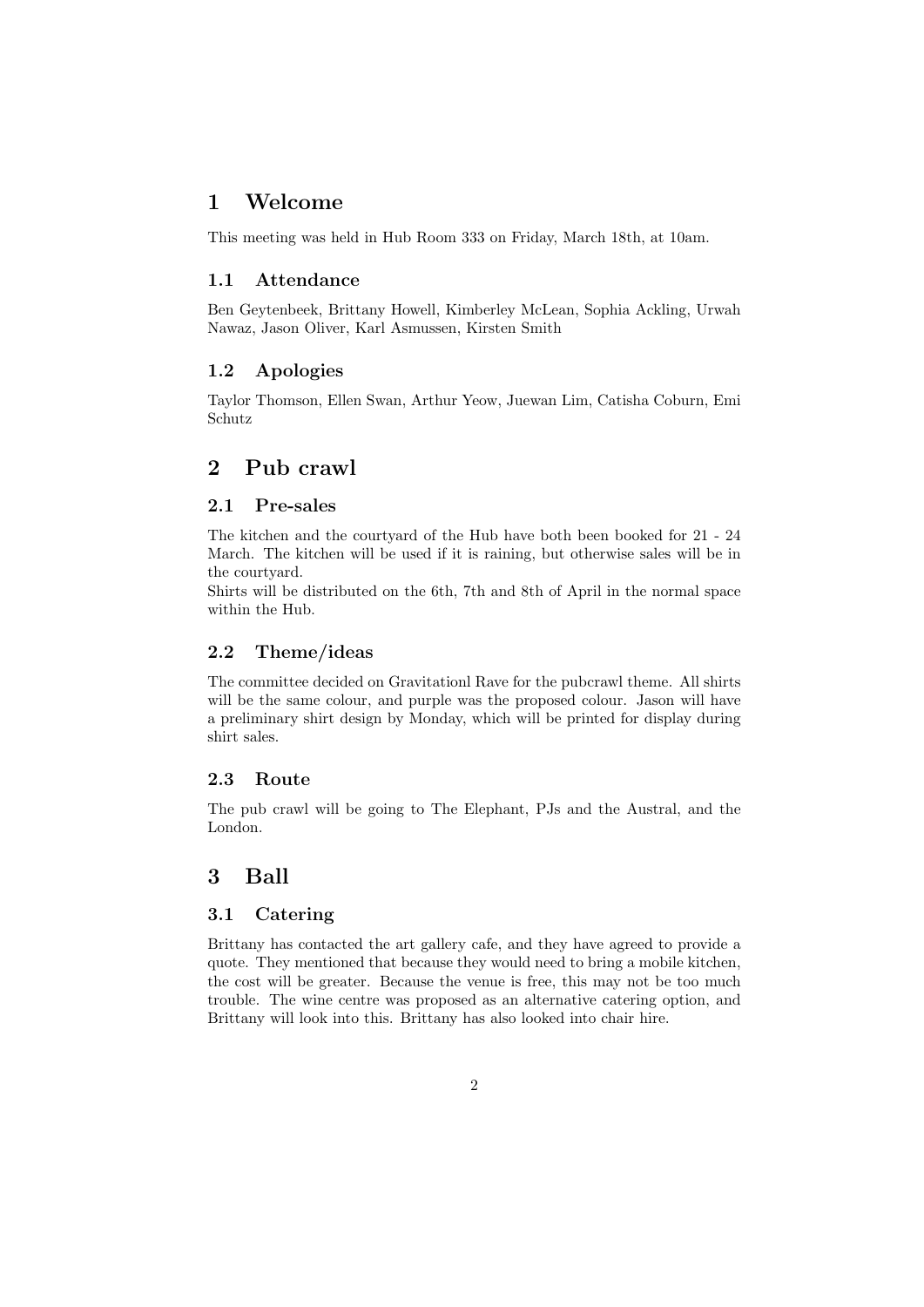# 1 Welcome

This meeting was held in Hub Room 333 on Friday, March 18th, at 10am.

## 1.1 Attendance

Ben Geytenbeek, Brittany Howell, Kimberley McLean, Sophia Ackling, Urwah Nawaz, Jason Oliver, Karl Asmussen, Kirsten Smith

## 1.2 Apologies

Taylor Thomson, Ellen Swan, Arthur Yeow, Juewan Lim, Catisha Coburn, Emi Schutz

# 2 Pub crawl

## 2.1 Pre-sales

The kitchen and the courtyard of the Hub have both been booked for 21 - 24 March. The kitchen will be used if it is raining, but otherwise sales will be in the courtyard.

Shirts will be distributed on the 6th, 7th and 8th of April in the normal space within the Hub.

## 2.2 Theme/ideas

The committee decided on Gravitationl Rave for the pubcrawl theme. All shirts will be the same colour, and purple was the proposed colour. Jason will have a preliminary shirt design by Monday, which will be printed for display during shirt sales.

## 2.3 Route

The pub crawl will be going to The Elephant, PJs and the Austral, and the London.

# 3 Ball

## 3.1 Catering

Brittany has contacted the art gallery cafe, and they have agreed to provide a quote. They mentioned that because they would need to bring a mobile kitchen, the cost will be greater. Because the venue is free, this may not be too much trouble. The wine centre was proposed as an alternative catering option, and Brittany will look into this. Brittany has also looked into chair hire.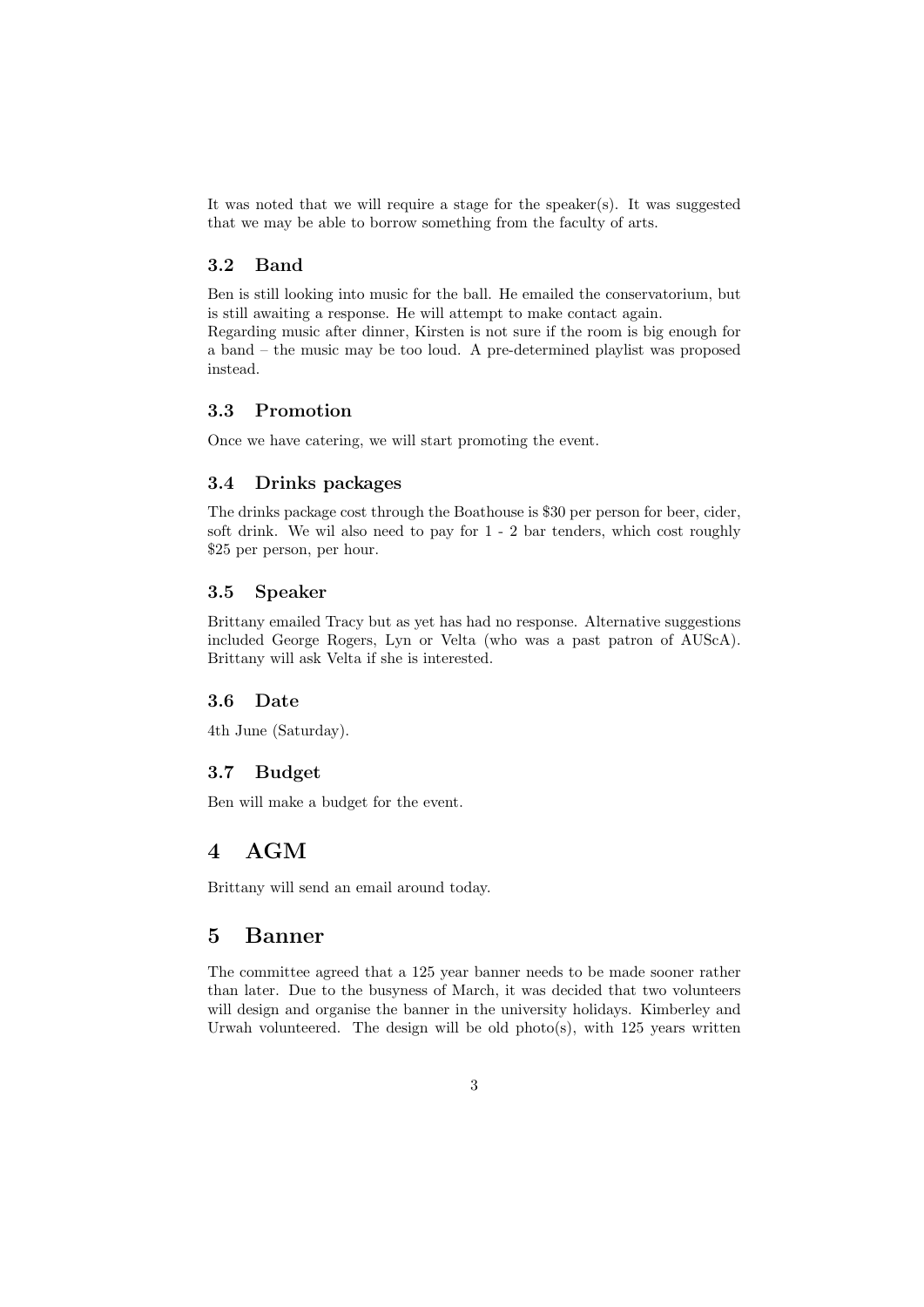It was noted that we will require a stage for the speaker(s). It was suggested that we may be able to borrow something from the faculty of arts.

### 3.2 Band

Ben is still looking into music for the ball. He emailed the conservatorium, but is still awaiting a response. He will attempt to make contact again.
Regarding music after dinner, Kirsten is not sure if the room is big enough for a band – the music may be too loud. A pre-determined playlist was proposed instead.

### 3.3 Promotion

Once we have catering, we will start promoting the event.

### 3.4 Drinks packages

The drinks package cost through the Boathouse is $30 per person for beer, cider, soft drink. We wil also need to pay for 1 - 2 bar tenders, which cost roughly $25 per person, per hour.

### 3.5 Speaker

Brittany emailed Tracy but as yet has had no response. Alternative suggestions included George Rogers, Lyn or Velta (who was a past patron of AUScA). Brittany will ask Velta if she is interested.

### 3.6 Date

4th June (Saturday).

### 3.7 Budget

Ben will make a budget for the event.

## 4 AGM

Brittany will send an email around today.

## 5 Banner

The committee agreed that a 125 year banner needs to be made sooner rather than later. Due to the busyness of March, it was decided that two volunteers will design and organise the banner in the university holidays. Kimberley and Urwah volunteered. The design will be old photo(s), with 125 years written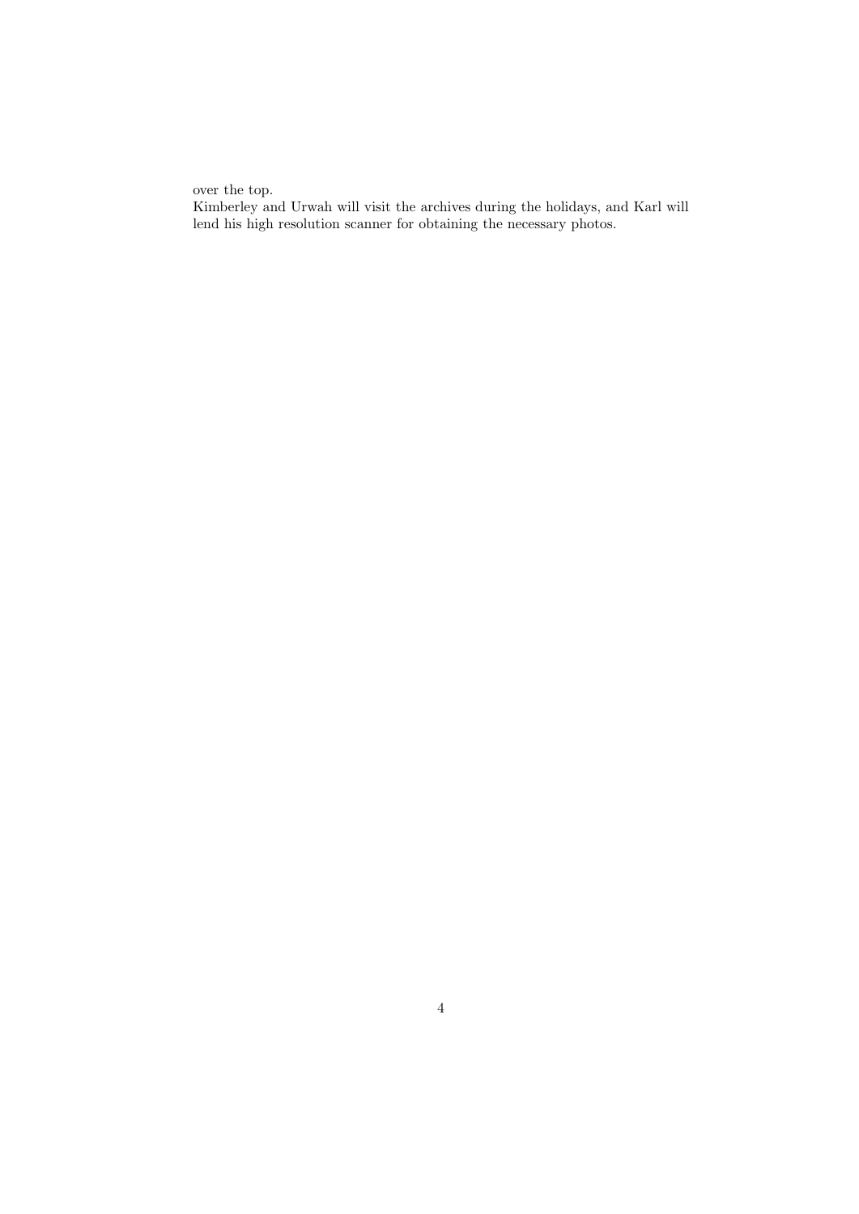over the top.
Kimberley and Urwah will visit the archives during the holidays, and Karl will lend his high resolution scanner for obtaining the necessary photos.